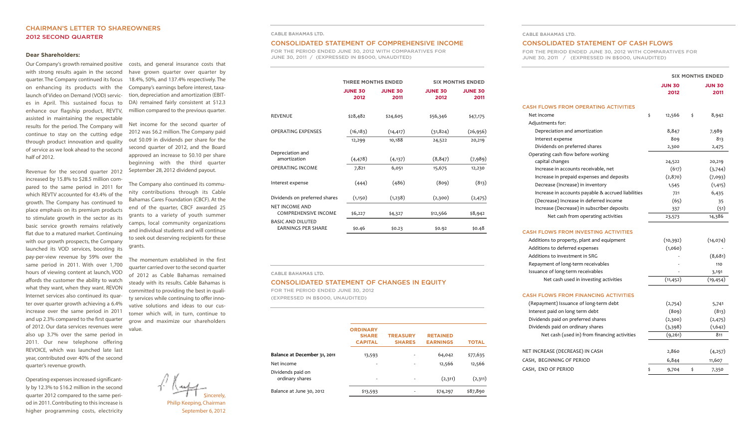## CHAIRMAN'S LETTER TO SHAREOWNERS
## 2012 SECOND QUARTER

**Dear Shareholders:**

Our Company's growth remained positive with strong results again in the second quarter. The Company continued its focus on enhancing its products with the launch of Video on Demand (VOD) services in April. This sustained focus to enhance our flagship product, REVTV, assisted in maintaining the respectable results for the period. The Company will continue to stay on the cutting edge through product innovation and quality of service as we look ahead to the second half of 2012.

Revenue for the second quarter 2012 increased by 15.8% to $28.5 million compared to the same period in 2011 for which REVTV accounted for 43.4% of the growth. The Company has continued to place emphasis on its premium products to stimulate growth in the sector as its basic service growth remains relatively flat due to a matured market. Continuing with our growth prospects, the Company launched its VOD services, boosting its pay-per-view revenue by 59% over the same period in 2011. With over 1,700 hours of viewing content at launch, VOD affords the customer the ability to watch what they want, when they want. REVON Internet services also continued its quarter over quarter growth achieving a 6.4% increase over the same period in 2011 and up 2.3% compared to the first quarter of 2012. Our data services revenues were also up 3.7% over the same period in 2011. Our new telephone offering REVOICE, which was launched late last year, contributed over 40% of the second quarter's revenue growth.

Operating expenses increased significantly by 12.3% to $16.2 million in the second quarter 2012 compared to the same period in 2011. Contributing to this increase is higher programming costs, electricity costs, and general insurance costs that have grown quarter over quarter by 18.4%, 50%, and 137.4% respectively. The Company's earnings before interest, taxation, depreciation and amortization (EBITDA) remained fairly consistent at $12.3 million compared to the previous quarter.

Net income for the second quarter of 2012 was $6.2 million. The Company paid out $0.09 in dividends per share for the second quarter of 2012, and the Board approved an increase to $0.10 per share beginning with the third quarter September 28, 2012 dividend payout.

The Company also continued its community contributions through its Cable Bahamas Cares Foundation (CBCF). At the end of the quarter, CBCF awarded 25 grants to a variety of youth summer camps, local community organizations and individual students and will continue to seek out deserving recipients for these grants.

The momentum established in the first quarter carried over to the second quarter of 2012 as Cable Bahamas remained steady with its results. Cable Bahamas is committed to providing the best in quality services while continuing to offer innovative solutions and ideas to our customer which will, in turn, continue to grow and maximize our shareholders value.

Sincerely,
Philip Keeping, Chairman
September 6, 2012

CABLE BAHAMAS LTD.

## CONSOLIDATED STATEMENT OF COMPREHENSIVE INCOME

FOR THE PERIOD ENDED JUNE 30, 2012 WITH COMPARATIVES FOR JUNE 30, 2011 / (EXPRESSED IN B$000, UNAUDITED)

| | THREE MONTHS ENDED | | SIX MONTHS ENDED | |
|---|---|---|---|---|
| | JUN 30 2012 | JUN 30 2011 | JUN 30 2012 | JUN 30 2011 |
| REVENUE | $28,482 | $24,605 | $56,346 | $47,175 |
| OPERATING EXPENSES | (16,183) | (14,417) | (31,824) | (26,956) |
| | 12,299 | 10,188 | 24,522 | 20,219 |
| Depreciation and amortization | (4,478) | (4,137) | (8,847) | (7,989) |
| OPERATING INCOME | 7,821 | 6,051 | 15,675 | 12,230 |
| Interest expense | (444) | (486) | (809) | (813) |
| Dividends on preferred shares | (1,150) | (1,238) | (2,300) | (2,475) |
| NET INCOME AND COMPREHENSIVE INCOME | $6,227 | $4,327 | $12,566 | $8,942 |
| BASIC AND DILUTED EARNINGS PER SHARE | $0.46 | $0.23 | $0.92 | $0.48 |

CABLE BAHAMAS LTD.

## CONSOLIDATED STATEMENT OF CHANGES IN EQUITY

FOR THE PERIOD ENDED JUNE 30, 2012
(EXPRESSED IN B$000, UNAUDITED)

| | ORDINARY SHARE CAPITAL | TREASURY SHARES | RETAINED EARNINGS | TOTAL |
|---|---|---|---|---|
| **Balance at December 31, 2011** | 13,593 | - | 64,042 | $77,635 |
| Net income | - | - | 12,566 | 12,566 |
| Dividends paid on ordinary shares | - | - | (2,311) | (2,311) |
| Balance at June 30, 2012 | $13,593 | - | $74,297 | $87,890 |

CABLE BAHAMAS LTD.

## CONSOLIDATED STATEMENT OF CASH FLOWS

FOR THE PERIOD ENDED JUNE 30, 2012 WITH COMPARATIVES FOR JUNE 30, 2011 / (EXPRESSED IN B$000, UNAUDITED)

| | SIX MONTHS ENDED | |
|---|---|---|
| | JUN 30 2012 | JUN 30 2011 |
| **CASH FLOWS FROM OPERATING ACTIVITIES** | | |
| Net income | $ 12,566 | $ 8,942 |
| Adjustments for: | | |
| Depreciation and amortization | 8,847 | 7,989 |
| Interest expense | 809 | 813 |
| Dividends on preferred shares | 2,300 | 2,475 |
| Operating cash flow before working capital changes | 24,522 | 20,219 |
| Increase in accounts receivable, net | (617) | (3,744) |
| Increase in prepaid expenses and deposits | (2,870) | (7,093) |
| Decrease (Increase) in inventory | 1,545 | (1,415) |
| Increase in accounts payable & accrued liabilities | 721 | 6,435 |
| (Decrease) Increase in deferred income | (65) | 35 |
| Increase (Decrease) in subscriber deposits | 337 | (51) |
| Net cash from operating activities | 23,573 | 14,386 |
| **CASH FLOWS FROM INVESTING ACTIVITIES** | | |
| Additions to property, plant and equipment | (10,392) | (14,074) |
| Additions to deferred expenses | (1,060) | - |
| Additions to investment in SRG | - | (8,681) |
| Repayment of long-term receivables | - | 110 |
| Issuance of long-term receivables | - | 3,191 |
| Net cash used in investing activities | (11,452) | (19,454) |
| **CASH FLOWS FROM FINANCING ACTIVITIES** | | |
| (Repayment) Issuance of long-term debt | (2,754) | 5,741 |
| Interest paid on long term debt | (809) | (813) |
| Dividends paid on preferred shares | (2,300) | (2,475) |
| Dividends paid on ordinary shares | (3,398) | (1,642) |
| Net cash (used in) from financing activities | (9,261) | 811 |
| NET INCREASE (DECREASE) IN CASH | 2,860 | (4,257) |
| CASH, BEGINNING OF PERIOD | 6,844 | 11,607 |
| CASH, END OF PERIOD | $ 9,704 | $ 7,350 |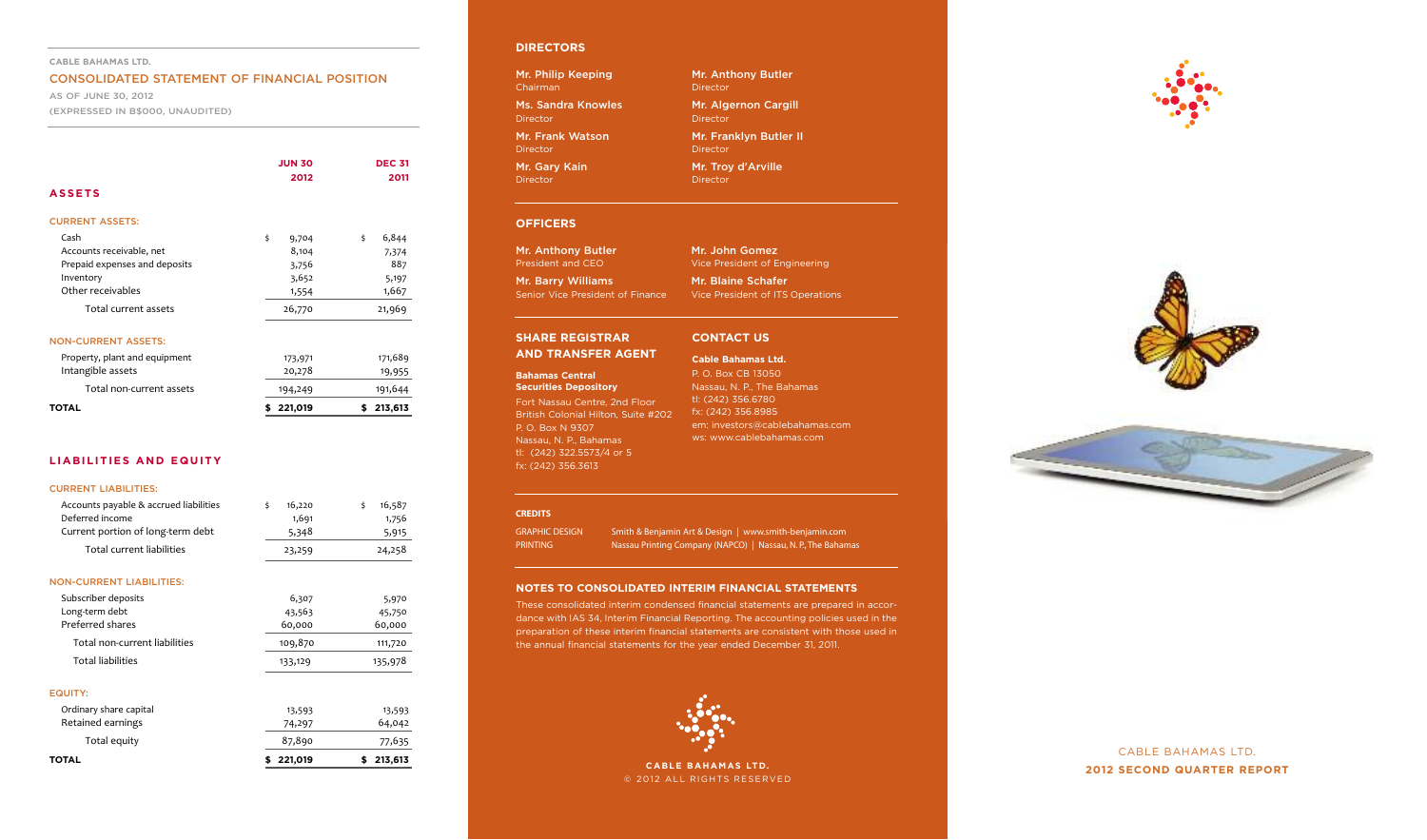CABLE BAHAMAS LTD.

## CONSOLIDATED STATEMENT OF FINANCIAL POSITION

AS OF JUNE 30, 2012

(EXPRESSED IN B$000, UNAUDITED)

| | JUN 30 2012 | DEC 31 2011 |
|---|---|---|
| **ASSETS** | | |
| CURRENT ASSETS: | | |
| Cash | $ 9,704 | $ 6,844 |
| Accounts receivable, net | 8,104 | 7,374 |
| Prepaid expenses and deposits | 3,756 | 887 |
| Inventory | 3,652 | 5,197 |
| Other receivables | 1,554 | 1,667 |
| Total current assets | 26,770 | 21,969 |
| NON-CURRENT ASSETS: | | |
| Property, plant and equipment | 173,971 | 171,689 |
| Intangible assets | 20,278 | 19,955 |
| Total non-current assets | 194,249 | 191,644 |
| **TOTAL** | **$ 221,019** | **$ 213,613** |
| **LIABILITIES AND EQUITY** | | |
| CURRENT LIABILITIES: | | |
| Accounts payable & accrued liabilities | $ 16,220 | $ 16,587 |
| Deferred income | 1,691 | 1,756 |
| Current portion of long-term debt | 5,348 | 5,915 |
| Total current liabilities | 23,259 | 24,258 |
| NON-CURRENT LIABILITIES: | | |
| Subscriber deposits | 6,307 | 5,970 |
| Long-term debt | 43,563 | 45,750 |
| Preferred shares | 60,000 | 60,000 |
| Total non-current liabilities | 109,870 | 111,720 |
| Total liabilities | 133,129 | 135,978 |
| EQUITY: | | |
| Ordinary share capital | 13,593 | 13,593 |
| Retained earnings | 74,297 | 64,042 |
| Total equity | 87,890 | 77,635 |
| **TOTAL** | **$ 221,019** | **$ 213,613** |

## DIRECTORS

**Mr. Philip Keeping**
Chairman

**Ms. Sandra Knowles**
Director

**Mr. Frank Watson**
Director

**Mr. Gary Kain**
Director

**Mr. Anthony Butler**
Director

**Mr. Algernon Cargill**
Director

**Mr. Franklyn Butler II**
Director

**Mr. Troy d'Arville**
Director

## OFFICERS

**Mr. Anthony Butler**
President and CEO

**Mr. Barry Williams**
Senior Vice President of Finance

**Mr. John Gomez**
Vice President of Engineering

**Mr. Blaine Schafer**
Vice President of ITS Operations

## SHARE REGISTRAR AND TRANSFER AGENT

**Bahamas Central Securities Depository**
Fort Nassau Centre, 2nd Floor
British Colonial Hilton, Suite #202
P. O. Box N 9307
Nassau, N. P., Bahamas
tl: (242) 322.5573/4 or 5
fx: (242) 356.3613

## CONTACT US

**Cable Bahamas Ltd.**
P. O. Box CB 13050
Nassau, N. P., The Bahamas
tl: (242) 356.6780
fx: (242) 356.8985
em: investors@cablebahamas.com
ws: www.cablebahamas.com

### CREDITS

GRAPHIC DESIGN — Smith & Benjamin Art & Design | www.smith-benjamin.com
PRINTING — Nassau Printing Company (NAPCO) | Nassau, N. P., The Bahamas

## NOTES TO CONSOLIDATED INTERIM FINANCIAL STATEMENTS

These consolidated interim condensed financial statements are prepared in accordance with IAS 34, Interim Financial Reporting. The accounting policies used in the preparation of these interim financial statements are consistent with those used in the annual financial statements for the year ended December 31, 2011.

**CABLE BAHAMAS LTD.**
© 2012 ALL RIGHTS RESERVED

CABLE BAHAMAS LTD.
**2012 SECOND QUARTER REPORT**